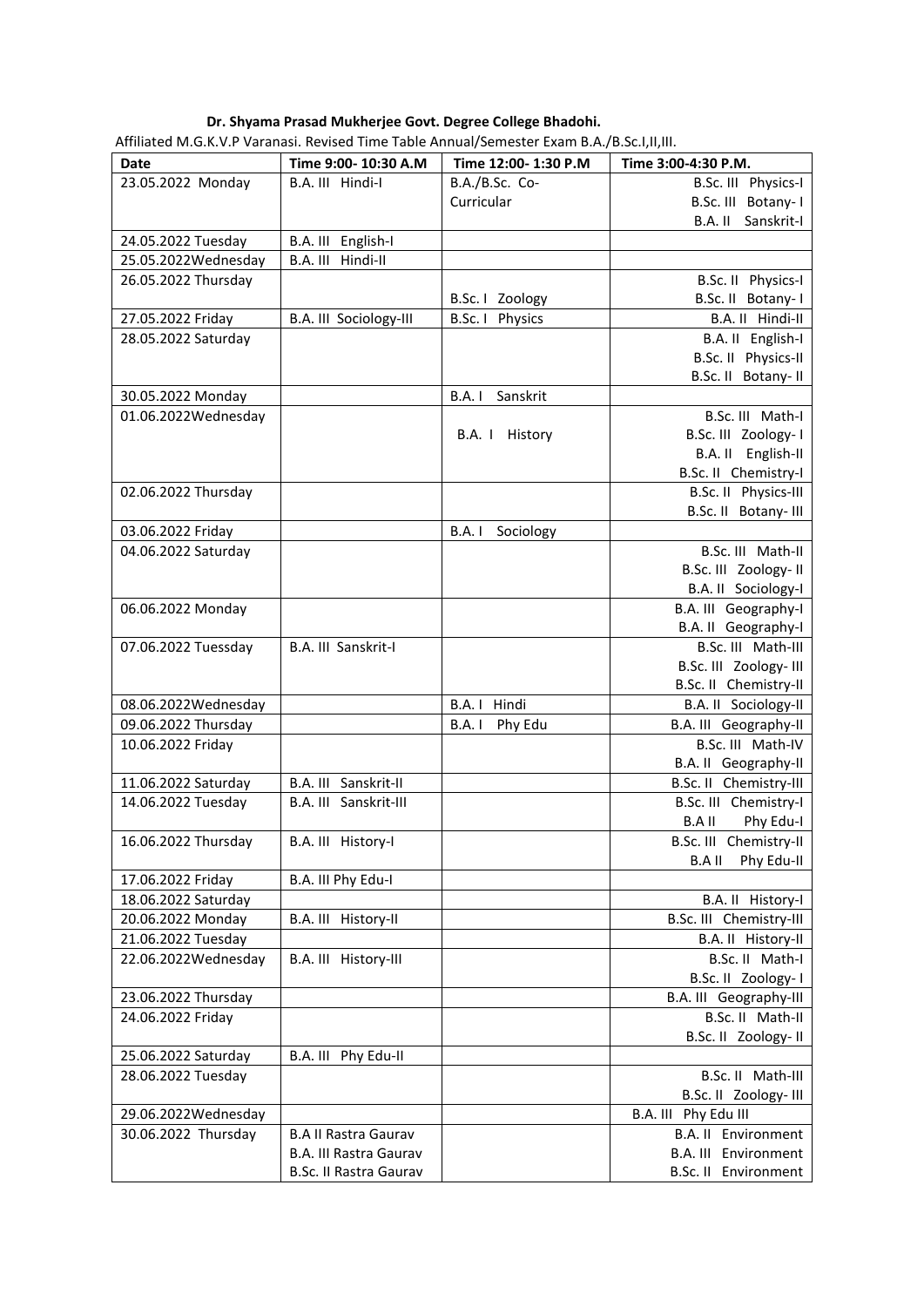**Dr. Shyama Prasad Mukherjee Govt. Degree College Bhadohi.**

Affiliated M.G.K.V.P Varanasi. Revised Time Table Annual/Semester Exam B.A./B.Sc.I,II,III.

| Date | Time 9:00- 10:30 A.M | Time 12:00- 1:30 P.M | Time 3:00-4:30 P.M. |
|---|---|---|---|
| 23.05.2022 Monday | B.A. III Hindi-I | B.A./B.Sc. Co-Curricular | B.Sc. III Physics-I<br>B.Sc. III Botany- I<br>B.A. II Sanskrit-I |
| 24.05.2022 Tuesday | B.A. III English-I | | |
| 25.05.2022Wednesday | B.A. III Hindi-II | | |
| 26.05.2022 Thursday | | B.Sc. I Zoology | B.Sc. II Physics-I<br>B.Sc. II Botany- I |
| 27.05.2022 Friday | B.A. III Sociology-III | B.Sc. I Physics | B.A. II Hindi-II |
| 28.05.2022 Saturday | | | B.A. II English-I<br>B.Sc. II Physics-II<br>B.Sc. II Botany- II |
| 30.05.2022 Monday | | B.A. I Sanskrit | |
| 01.06.2022Wednesday | | B.A. I History | B.Sc. III Math-I<br>B.Sc. III Zoology- I<br>B.A. II English-II<br>B.Sc. II Chemistry-I |
| 02.06.2022 Thursday | | | B.Sc. II Physics-III<br>B.Sc. II Botany- III |
| 03.06.2022 Friday | | B.A. I Sociology | |
| 04.06.2022 Saturday | | | B.Sc. III Math-II<br>B.Sc. III Zoology- II<br>B.A. II Sociology-I |
| 06.06.2022 Monday | | | B.A. III Geography-I<br>B.A. II Geography-I |
| 07.06.2022 Tuessday | B.A. III Sanskrit-I | | B.Sc. III Math-III<br>B.Sc. III Zoology- III<br>B.Sc. II Chemistry-II |
| 08.06.2022Wednesday | | B.A. I Hindi | B.A. II Sociology-II |
| 09.06.2022 Thursday | | B.A. I Phy Edu | B.A. III Geography-II |
| 10.06.2022 Friday | | | B.Sc. III Math-IV<br>B.A. II Geography-II |
| 11.06.2022 Saturday | B.A. III Sanskrit-II | | B.Sc. II Chemistry-III |
| 14.06.2022 Tuesday | B.A. III Sanskrit-III | | B.Sc. III Chemistry-I<br>B.A II Phy Edu-I |
| 16.06.2022 Thursday | B.A. III History-I | | B.Sc. III Chemistry-II<br>B.A II Phy Edu-II |
| 17.06.2022 Friday | B.A. III Phy Edu-I | | |
| 18.06.2022 Saturday | | | B.A. II History-I |
| 20.06.2022 Monday | B.A. III History-II | | B.Sc. III Chemistry-III |
| 21.06.2022 Tuesday | | | B.A. II History-II |
| 22.06.2022Wednesday | B.A. III History-III | | B.Sc. II Math-I<br>B.Sc. II Zoology- I |
| 23.06.2022 Thursday | | | B.A. III Geography-III |
| 24.06.2022 Friday | | | B.Sc. II Math-II<br>B.Sc. II Zoology- II |
| 25.06.2022 Saturday | B.A. III Phy Edu-II | | |
| 28.06.2022 Tuesday | | | B.Sc. II Math-III<br>B.Sc. II Zoology- III |
| 29.06.2022Wednesday | | | B.A. III Phy Edu III |
| 30.06.2022 Thursday | B.A II Rastra Gaurav<br>B.A. III Rastra Gaurav<br>B.Sc. II Rastra Gaurav | | B.A. II Environment<br>B.A. III Environment<br>B.Sc. II Environment |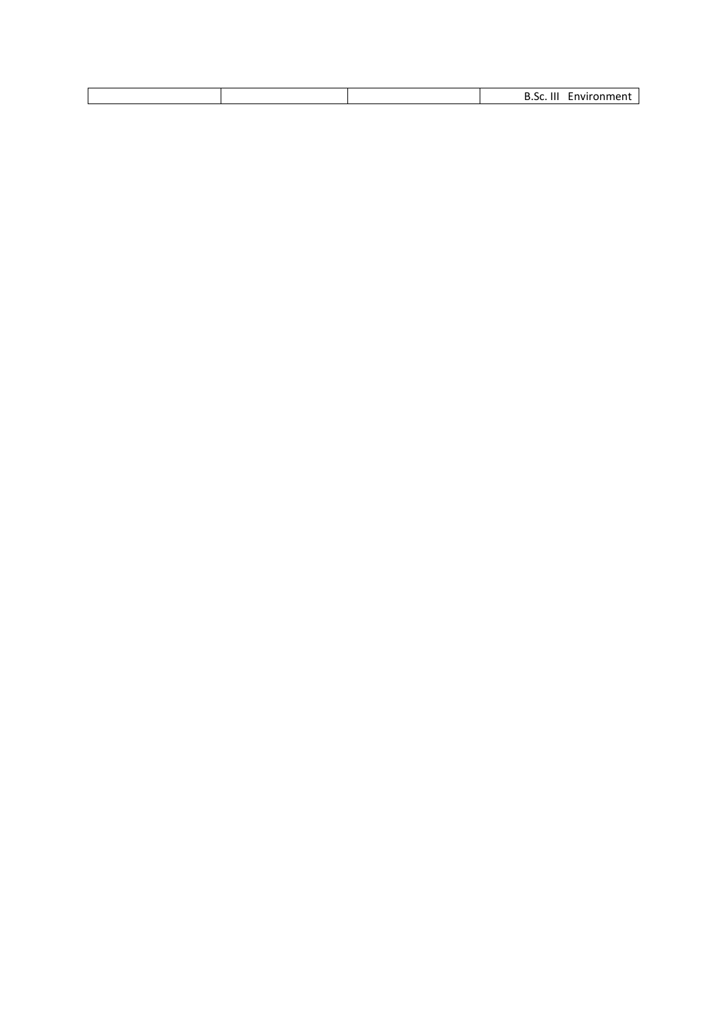| | | | |
|---|---|---|---|
| | | | B.Sc. III Environment |